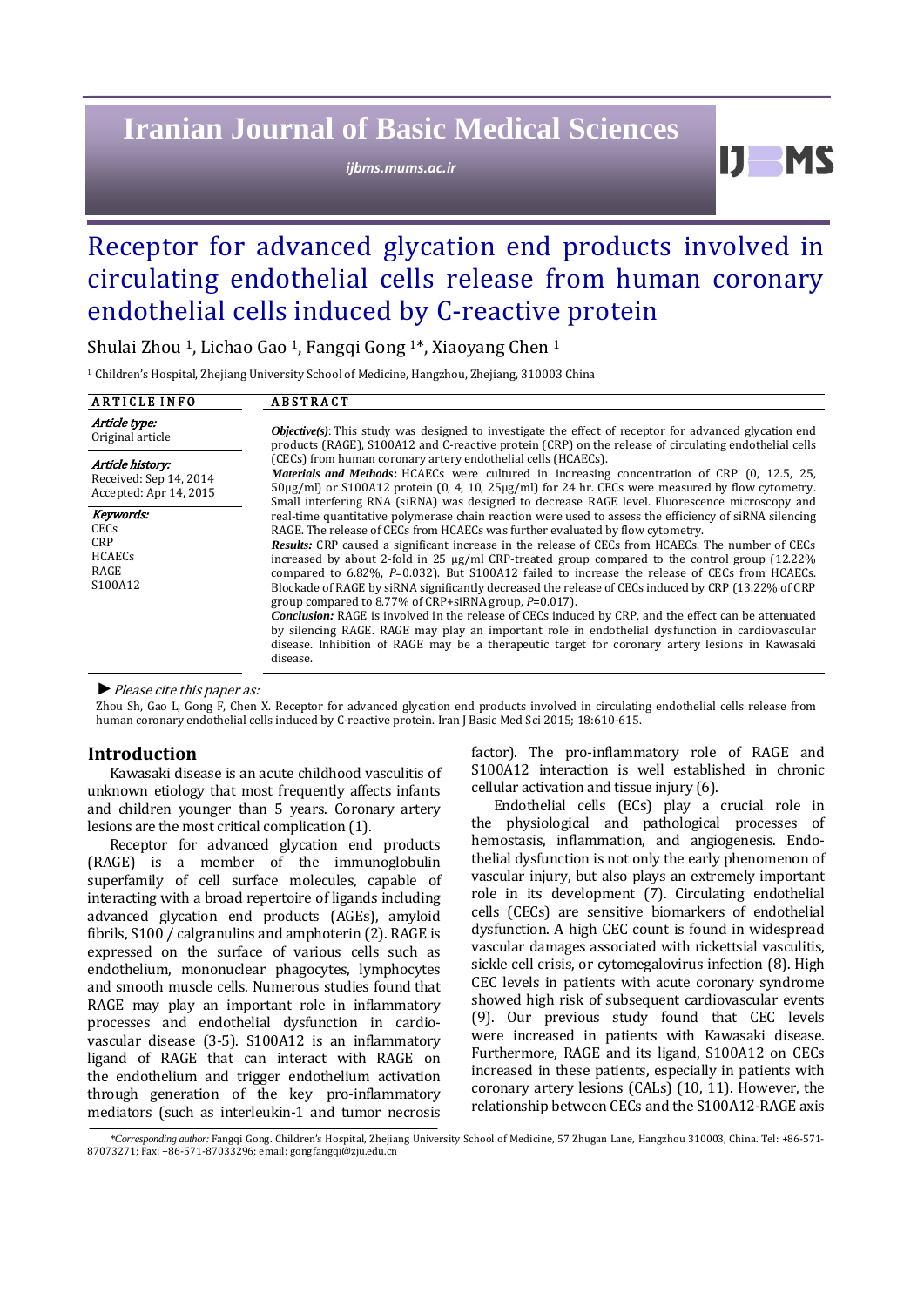# Receptor for advanced glycation end products involved in circulating endothelial cells release from human coronary endothelial cells induced by C-reactive protein

Shulai Zhou [1], Lichao Gao [1], Fangqi Gong [1]*, Xiaoyang Chen [1]

[1] Children's Hospital, Zhejiang University School of Medicine, Hangzhou, Zhejiang, 310003 China

**ARTICLE INFO**

*Article type:*
Original article

*Article history:*
Received: Sep 14, 2014
Accepted: Apr 14, 2015

*Keywords:*
CECs
CRP
HCAECs
RAGE
S100A12

**ABSTRACT**

***Objective(s)***: This study was designed to investigate the effect of receptor for advanced glycation end products (RAGE), S100A12 and C-reactive protein (CRP) on the release of circulating endothelial cells (CECs) from human coronary artery endothelial cells (HCAECs).

***Materials and Methods*:** HCAECs were cultured in increasing concentration of CRP (0, 12.5, 25, 50μg/ml) or S100A12 protein (0, 4, 10, 25μg/ml) for 24 hr. CECs were measured by flow cytometry. Small interfering RNA (siRNA) was designed to decrease RAGE level. Fluorescence microscopy and real-time quantitative polymerase chain reaction were used to assess the efficiency of siRNA silencing RAGE. The release of CECs from HCAECs was further evaluated by flow cytometry.

***Results:*** CRP caused a significant increase in the release of CECs from HCAECs. The number of CECs increased by about 2-fold in 25 μg/ml CRP-treated group compared to the control group (12.22% compared to 6.82%, *P*=0.032). But S100A12 failed to increase the release of CECs from HCAECs. Blockade of RAGE by siRNA significantly decreased the release of CECs induced by CRP (13.22% of CRP group compared to 8.77% of CRP+siRNA group, *P*=0.017).

***Conclusion:*** RAGE is involved in the release of CECs induced by CRP, and the effect can be attenuated by silencing RAGE. RAGE may play an important role in endothelial dysfunction in cardiovascular disease. Inhibition of RAGE may be a therapeutic target for coronary artery lesions in Kawasaki disease.

► *Please cite this paper as:*

Zhou Sh, Gao L, Gong F, Chen X. Receptor for advanced glycation end products involved in circulating endothelial cells release from human coronary endothelial cells induced by C-reactive protein. Iran J Basic Med Sci 2015; 18:610-615.

## Introduction

Kawasaki disease is an acute childhood vasculitis of unknown etiology that most frequently affects infants and children younger than 5 years. Coronary artery lesions are the most critical complication (1).

Receptor for advanced glycation end products (RAGE) is a member of the immunoglobulin superfamily of cell surface molecules, capable of interacting with a broad repertoire of ligands including advanced glycation end products (AGEs), amyloid fibrils, S100 / calgranulins and amphoterin (2). RAGE is expressed on the surface of various cells such as endothelium, mononuclear phagocytes, lymphocytes and smooth muscle cells. Numerous studies found that RAGE may play an important role in inflammatory processes and endothelial dysfunction in cardiovascular disease (3-5). S100A12 is an inflammatory ligand of RAGE that can interact with RAGE on the endothelium and trigger endothelium activation through generation of the key pro-inflammatory mediators (such as interleukin-1 and tumor necrosis factor). The pro-inflammatory role of RAGE and S100A12 interaction is well established in chronic cellular activation and tissue injury (6).

Endothelial cells (ECs) play a crucial role in the physiological and pathological processes of hemostasis, inflammation, and angiogenesis. Endothelial dysfunction is not only the early phenomenon of vascular injury, but also plays an extremely important role in its development (7). Circulating endothelial cells (CECs) are sensitive biomarkers of endothelial dysfunction. A high CEC count is found in widespread vascular damages associated with rickettsial vasculitis, sickle cell crisis, or cytomegalovirus infection (8). High CEC levels in patients with acute coronary syndrome showed high risk of subsequent cardiovascular events (9). Our previous study found that CEC levels were increased in patients with Kawasaki disease. Furthermore, RAGE and its ligand, S100A12 on CECs increased in these patients, especially in patients with coronary artery lesions (CALs) (10, 11). However, the relationship between CECs and the S100A12-RAGE axis

*\*Corresponding author:* Fangqi Gong. Children's Hospital, Zhejiang University School of Medicine, 57 Zhugan Lane, Hangzhou 310003, China. Tel: +86-571-87073271; Fax: +86-571-87033296; email: gongfangqi@zju.edu.cn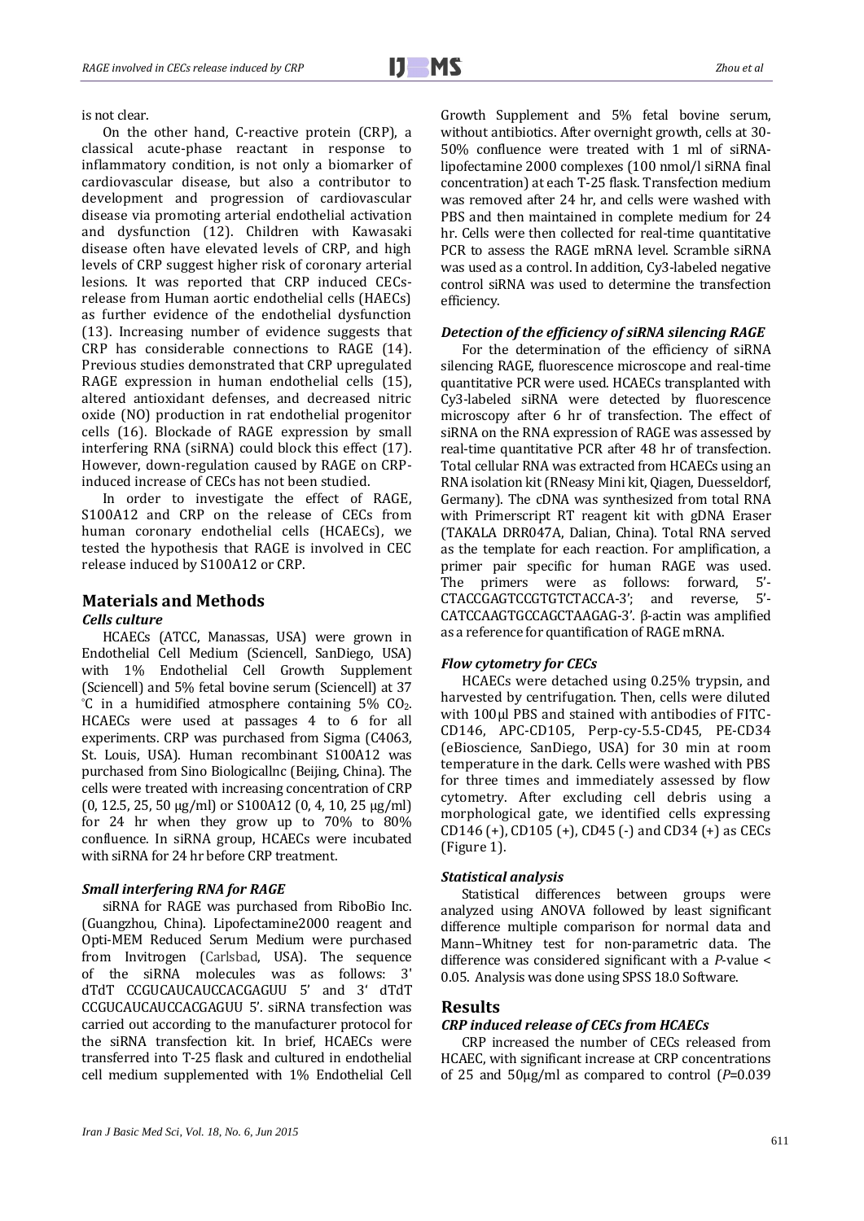is not clear.

On the other hand, C-reactive protein (CRP), a classical acute-phase reactant in response to inflammatory condition, is not only a biomarker of cardiovascular disease, but also a contributor to development and progression of cardiovascular disease via promoting arterial endothelial activation and dysfunction (12). Children with Kawasaki disease often have elevated levels of CRP, and high levels of CRP suggest higher risk of coronary arterial lesions. It was reported that CRP induced CECs-release from Human aortic endothelial cells (HAECs) as further evidence of the endothelial dysfunction (13). Increasing number of evidence suggests that CRP has considerable connections to RAGE (14). Previous studies demonstrated that CRP upregulated RAGE expression in human endothelial cells (15), altered antioxidant defenses, and decreased nitric oxide (NO) production in rat endothelial progenitor cells (16). Blockade of RAGE expression by small interfering RNA (siRNA) could block this effect (17). However, down-regulation caused by RAGE on CRP-induced increase of CECs has not been studied.

In order to investigate the effect of RAGE, S100A12 and CRP on the release of CECs from human coronary endothelial cells (HCAECs), we tested the hypothesis that RAGE is involved in CEC release induced by S100A12 or CRP.

## Materials and Methods

### *Cells culture*

HCAECs (ATCC, Manassas, USA) were grown in Endothelial Cell Medium (Sciencell, SanDiego, USA) with 1% Endothelial Cell Growth Supplement (Sciencell) and 5% fetal bovine serum (Sciencell) at 37 °C in a humidified atmosphere containing 5% $CO_2$. HCAECs were used at passages 4 to 6 for all experiments. CRP was purchased from Sigma (C4063, St. Louis, USA). Human recombinant S100A12 was purchased from Sino BiologicalInc (Beijing, China). The cells were treated with increasing concentration of CRP (0, 12.5, 25, 50 μg/ml) or S100A12 (0, 4, 10, 25 μg/ml) for 24 hr when they grow up to 70% to 80% confluence. In siRNA group, HCAECs were incubated with siRNA for 24 hr before CRP treatment.

### *Small interfering RNA for RAGE*

siRNA for RAGE was purchased from RiboBio Inc. (Guangzhou, China). Lipofectamine2000 reagent and Opti-MEM Reduced Serum Medium were purchased from Invitrogen (Carlsbad, USA). The sequence of the siRNA molecules was as follows: 3' dTdT CCGUCAUCAUCCACGAGUU 5' and 3' dTdT CCGUCAUCAUCCACGAGUU 5'. siRNA transfection was carried out according to the manufacturer protocol for the siRNA transfection kit. In brief, HCAECs were transferred into T-25 flask and cultured in endothelial cell medium supplemented with 1% Endothelial Cell Growth Supplement and 5% fetal bovine serum, without antibiotics. After overnight growth, cells at 30-50% confluence were treated with 1 ml of siRNA-lipofectamine 2000 complexes (100 nmol/l siRNA final concentration) at each T-25 flask. Transfection medium was removed after 24 hr, and cells were washed with PBS and then maintained in complete medium for 24 hr. Cells were then collected for real-time quantitative PCR to assess the RAGE mRNA level. Scramble siRNA was used as a control. In addition, Cy3-labeled negative control siRNA was used to determine the transfection efficiency.

### *Detection of the efficiency of siRNA silencing RAGE*

For the determination of the efficiency of siRNA silencing RAGE, fluorescence microscope and real-time quantitative PCR were used. HCAECs transplanted with Cy3-labeled siRNA were detected by fluorescence microscopy after 6 hr of transfection. The effect of siRNA on the RNA expression of RAGE was assessed by real-time quantitative PCR after 48 hr of transfection. Total cellular RNA was extracted from HCAECs using an RNA isolation kit (RNeasy Mini kit, Qiagen, Duesseldorf, Germany). The cDNA was synthesized from total RNA with Primerscript RT reagent kit with gDNA Eraser (TAKALA DRR047A, Dalian, China). Total RNA served as the template for each reaction. For amplification, a primer pair specific for human RAGE was used. The primers were as follows: forward, 5'-CTACCGAGTCCGTGTCTACCA-3'; and reverse, 5'-CATCCAAGTGCCAGCTAAGAG-3'. β-actin was amplified as a reference for quantification of RAGE mRNA.

### *Flow cytometry for CECs*

HCAECs were detached using 0.25% trypsin, and harvested by centrifugation. Then, cells were diluted with 100 μl PBS and stained with antibodies of FITC-CD146, APC-CD105, Perp-cy-5.5-CD45, PE-CD34 (eBioscience, SanDiego, USA) for 30 min at room temperature in the dark. Cells were washed with PBS for three times and immediately assessed by flow cytometry. After excluding cell debris using a morphological gate, we identified cells expressing CD146 (+), CD105 (+), CD45 (-) and CD34 (+) as CECs (Figure 1).

### *Statistical analysis*

Statistical differences between groups were analyzed using ANOVA followed by least significant difference multiple comparison for normal data and Mann–Whitney test for non-parametric data. The difference was considered significant with a *P*-value < 0.05. Analysis was done using SPSS 18.0 Software.

## Results

### *CRP induced release of CECs from HCAECs*

CRP increased the number of CECs released from HCAEC, with significant increase at CRP concentrations of 25 and 50μg/ml as compared to control (*P*=0.039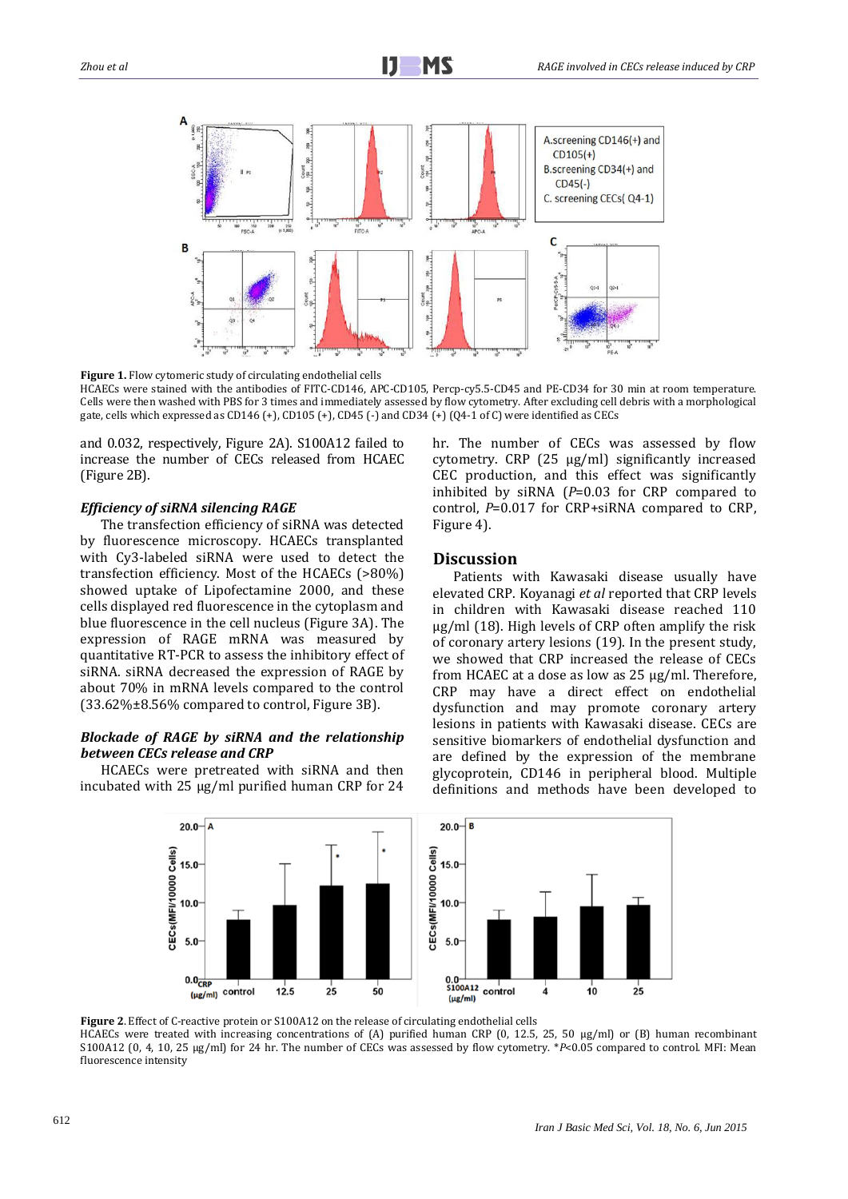**Figure 1.** Flow cytomeric study of circulating endothelial cells

HCAECs were stained with the antibodies of FITC-CD146, APC-CD105, Percp-cy5.5-CD45 and PE-CD34 for 30 min at room temperature. Cells were then washed with PBS for 3 times and immediately assessed by flow cytometry. After excluding cell debris with a morphological gate, cells which expressed as CD146 (+), CD105 (+), CD45 (-) and CD34 (+) (Q4-1 of C) were identified as CECs

and 0.032, respectively, Figure 2A). S100A12 failed to increase the number of CECs released from HCAEC (Figure 2B).

### *Efficiency of siRNA silencing RAGE*

The transfection efficiency of siRNA was detected by fluorescence microscopy. HCAECs transplanted with Cy3-labeled siRNA were used to detect the transfection efficiency. Most of the HCAECs (>80%) showed uptake of Lipofectamine 2000, and these cells displayed red fluorescence in the cytoplasm and blue fluorescence in the cell nucleus (Figure 3A). The expression of RAGE mRNA was measured by quantitative RT-PCR to assess the inhibitory effect of siRNA. siRNA decreased the expression of RAGE by about 70% in mRNA levels compared to the control (33.62%±8.56% compared to control, Figure 3B).

### *Blockade of RAGE by siRNA and the relationship between CECs release and CRP*

HCAECs were pretreated with siRNA and then incubated with 25 μg/ml purified human CRP for 24 hr. The number of CECs was assessed by flow cytometry. CRP (25 μg/ml) significantly increased CEC production, and this effect was significantly inhibited by siRNA ($P$=0.03 for CRP compared to control, $P$=0.017 for CRP+siRNA compared to CRP, Figure 4).

## Discussion

Patients with Kawasaki disease usually have elevated CRP. Koyanagi *et al* reported that CRP levels in children with Kawasaki disease reached 110 μg/ml (18). High levels of CRP often amplify the risk of coronary artery lesions (19). In the present study, we showed that CRP increased the release of CECs from HCAEC at a dose as low as 25 μg/ml. Therefore, CRP may have a direct effect on endothelial dysfunction and may promote coronary artery lesions in patients with Kawasaki disease. CECs are sensitive biomarkers of endothelial dysfunction and are defined by the expression of the membrane glycoprotein, CD146 in peripheral blood. Multiple definitions and methods have been developed to

**Figure 2**. Effect of C-reactive protein or S100A12 on the release of circulating endothelial cells

HCAECs were treated with increasing concentrations of (A) purified human CRP (0, 12.5, 25, 50 μg/ml) or (B) human recombinant S100A12 (0, 4, 10, 25 μg/ml) for 24 hr. The number of CECs was assessed by flow cytometry. *$P$<0.05 compared to control. MFI: Mean fluorescence intensity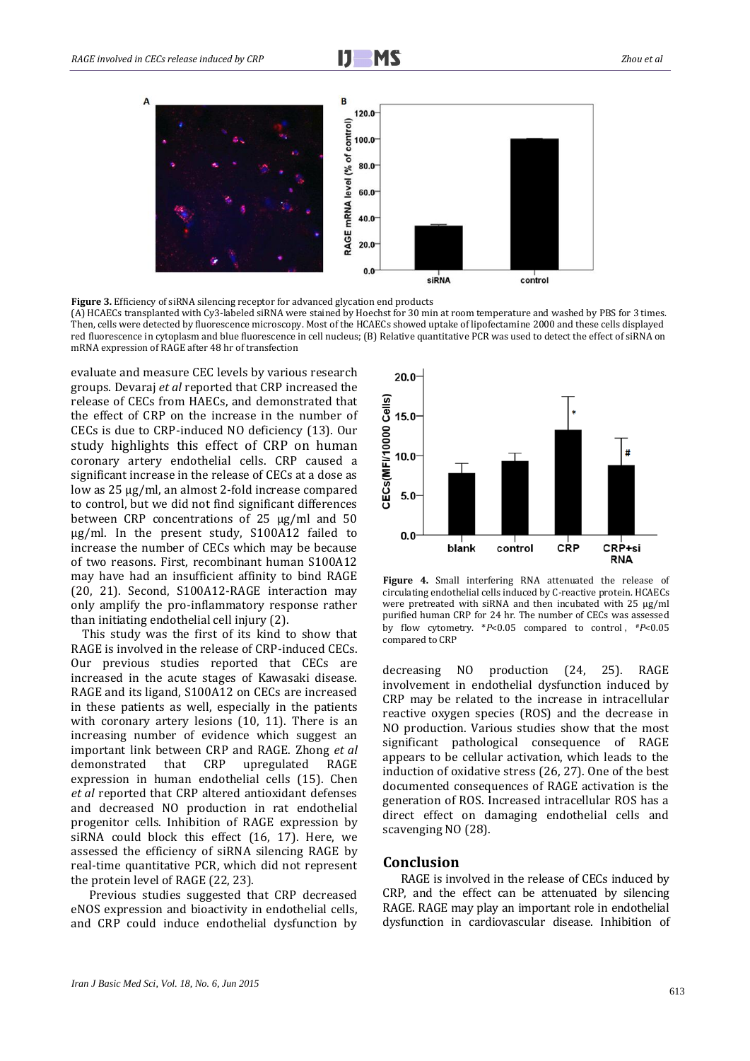**Figure 3.** Efficiency of siRNA silencing receptor for advanced glycation end products

(A) HCAECs transplanted with Cy3-labeled siRNA were stained by Hoechst for 30 min at room temperature and washed by PBS for 3 times. Then, cells were detected by fluorescence microscopy. Most of the HCAECs showed uptake of lipofectamine 2000 and these cells displayed red fluorescence in cytoplasm and blue fluorescence in cell nucleus; (B) Relative quantitative PCR was used to detect the effect of siRNA on mRNA expression of RAGE after 48 hr of transfection

evaluate and measure CEC levels by various research groups. Devaraj *et al* reported that CRP increased the release of CECs from HAECs, and demonstrated that the effect of CRP on the increase in the number of CECs is due to CRP-induced NO deficiency (13). Our study highlights this effect of CRP on human coronary artery endothelial cells. CRP caused a significant increase in the release of CECs at a dose as low as 25 μg/ml, an almost 2-fold increase compared to control, but we did not find significant differences between CRP concentrations of 25 μg/ml and 50 μg/ml. In the present study, S100A12 failed to increase the number of CECs which may be because of two reasons. First, recombinant human S100A12 may have had an insufficient affinity to bind RAGE (20, 21). Second, S100A12-RAGE interaction may only amplify the pro-inflammatory response rather than initiating endothelial cell injury (2).

This study was the first of its kind to show that RAGE is involved in the release of CRP-induced CECs. Our previous studies reported that CECs are increased in the acute stages of Kawasaki disease. RAGE and its ligand, S100A12 on CECs are increased in these patients as well, especially in the patients with coronary artery lesions (10, 11). There is an increasing number of evidence which suggest an important link between CRP and RAGE. Zhong *et al* demonstrated that CRP upregulated RAGE expression in human endothelial cells (15). Chen *et al* reported that CRP altered antioxidant defenses and decreased NO production in rat endothelial progenitor cells. Inhibition of RAGE expression by siRNA could block this effect (16, 17). Here, we assessed the efficiency of siRNA silencing RAGE by real-time quantitative PCR, which did not represent the protein level of RAGE (22, 23).

Previous studies suggested that CRP decreased eNOS expression and bioactivity in endothelial cells, and CRP could induce endothelial dysfunction by decreasing NO production (24, 25). RAGE involvement in endothelial dysfunction induced by CRP may be related to the increase in intracellular reactive oxygen species (ROS) and the decrease in NO production. Various studies show that the most significant pathological consequence of RAGE appears to be cellular activation, which leads to the induction of oxidative stress (26, 27). One of the best documented consequences of RAGE activation is the generation of ROS. Increased intracellular ROS has a direct effect on damaging endothelial cells and scavenging NO (28).

**Figure 4.** Small interfering RNA attenuated the release of circulating endothelial cells induced by C-reactive protein. HCAECs were pretreated with siRNA and then incubated with 25 μg/ml purified human CRP for 24 hr. The number of CECs was assessed by flow cytometry. \**P*<0.05 compared to control, #*P*<0.05 compared to CRP

## Conclusion

RAGE is involved in the release of CECs induced by CRP, and the effect can be attenuated by silencing RAGE. RAGE may play an important role in endothelial dysfunction in cardiovascular disease. Inhibition of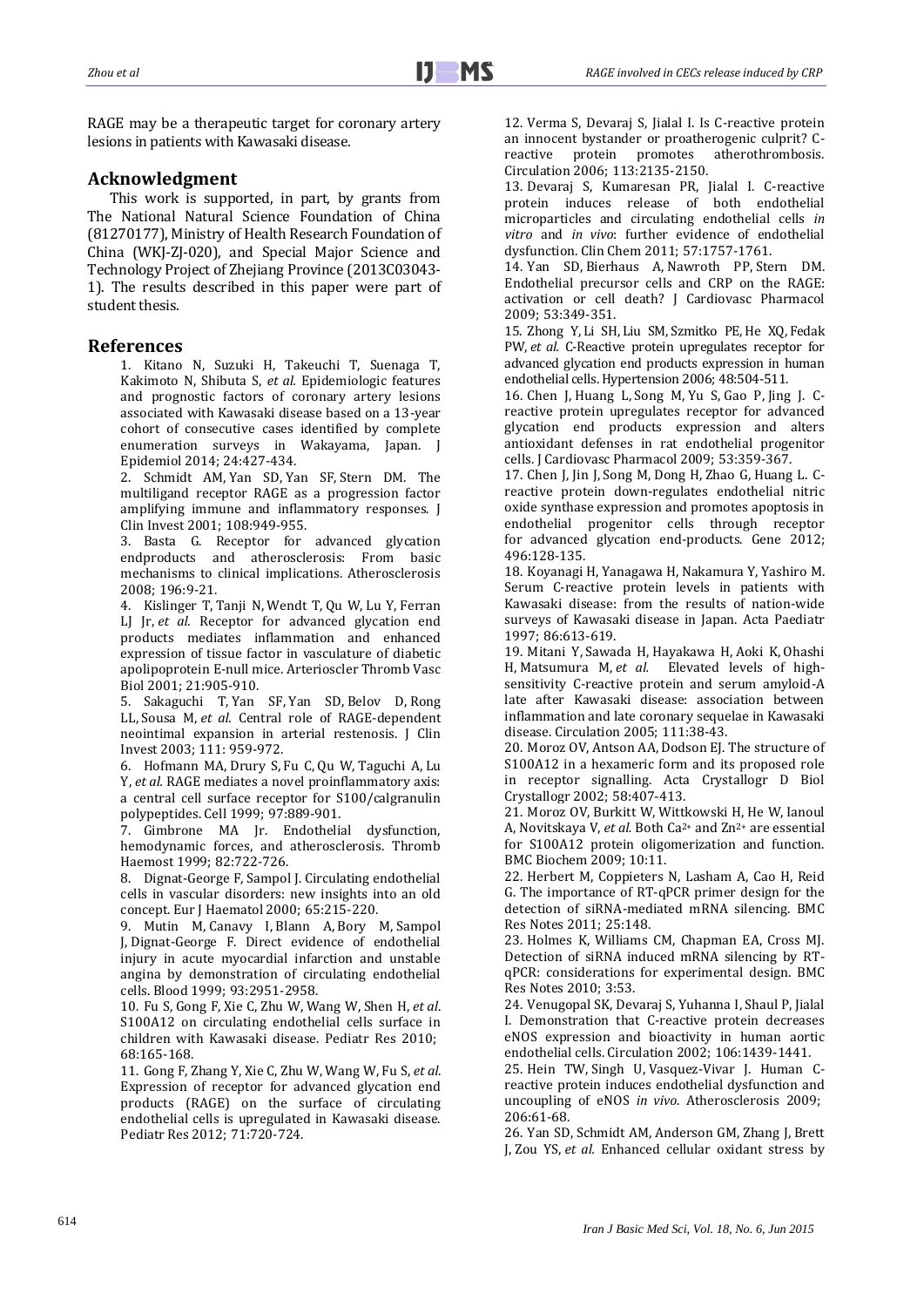RAGE may be a therapeutic target for coronary artery lesions in patients with Kawasaki disease.

## Acknowledgment

This work is supported, in part, by grants from The National Natural Science Foundation of China (81270177), Ministry of Health Research Foundation of China (WKJ-ZJ-020), and Special Major Science and Technology Project of Zhejiang Province (2013C03043-1). The results described in this paper were part of student thesis.

## References

1. Kitano N, Suzuki H, Takeuchi T, Suenaga T, Kakimoto N, Shibuta S, *et al.* Epidemiologic features and prognostic factors of coronary artery lesions associated with Kawasaki disease based on a 13-year cohort of consecutive cases identified by complete enumeration surveys in Wakayama, Japan. J Epidemiol 2014; 24:427-434.
2. Schmidt AM, Yan SD, Yan SF, Stern DM. The multiligand receptor RAGE as a progression factor amplifying immune and inflammatory responses. J Clin Invest 2001; 108:949-955.
3. Basta G. Receptor for advanced glycation endproducts and atherosclerosis: From basic mechanisms to clinical implications. Atherosclerosis 2008; 196:9-21.
4. Kislinger T, Tanji N, Wendt T, Qu W, Lu Y, Ferran LJ Jr, *et al.* Receptor for advanced glycation end products mediates inflammation and enhanced expression of tissue factor in vasculature of diabetic apolipoprotein E-null mice. Arterioscler Thromb Vasc Biol 2001; 21:905-910.
5. Sakaguchi T, Yan SF, Yan SD, Belov D, Rong LL, Sousa M, *et al.* Central role of RAGE-dependent neointimal expansion in arterial restenosis. J Clin Invest 2003; 111: 959-972.
6. Hofmann MA, Drury S, Fu C, Qu W, Taguchi A, Lu Y, *et al.* RAGE mediates a novel proinflammatory axis: a central cell surface receptor for S100/calgranulin polypeptides. Cell 1999; 97:889-901.
7. Gimbrone MA Jr. Endothelial dysfunction, hemodynamic forces, and atherosclerosis. Thromb Haemost 1999; 82:722-726.
8. Dignat-George F, Sampol J. Circulating endothelial cells in vascular disorders: new insights into an old concept. Eur J Haematol 2000; 65:215-220.
9. Mutin M, Canavy I, Blann A, Bory M, Sampol J, Dignat-George F. Direct evidence of endothelial injury in acute myocardial infarction and unstable angina by demonstration of circulating endothelial cells. Blood 1999; 93:2951-2958.
10. Fu S, Gong F, Xie C, Zhu W, Wang W, Shen H, *et al*. S100A12 on circulating endothelial cells surface in children with Kawasaki disease. Pediatr Res 2010; 68:165-168.
11. Gong F, Zhang Y, Xie C, Zhu W, Wang W, Fu S, *et al*. Expression of receptor for advanced glycation end products (RAGE) on the surface of circulating endothelial cells is upregulated in Kawasaki disease. Pediatr Res 2012; 71:720-724.
12. Verma S, Devaraj S, Jialal I. Is C-reactive protein an innocent bystander or proatherogenic culprit? C-reactive protein promotes atherothrombosis. Circulation 2006; 113:2135-2150.
13. Devaraj S, Kumaresan PR, Jialal I. C-reactive protein induces release of both endothelial microparticles and circulating endothelial cells *in vitro* and *in vivo*: further evidence of endothelial dysfunction. Clin Chem 2011; 57:1757-1761.
14. Yan SD, Bierhaus A, Nawroth PP, Stern DM. Endothelial precursor cells and CRP on the RAGE: activation or cell death? J Cardiovasc Pharmacol 2009; 53:349-351.
15. Zhong Y, Li SH, Liu SM, Szmitko PE, He XQ, Fedak PW, *et al.* C-Reactive protein upregulates receptor for advanced glycation end products expression in human endothelial cells. Hypertension 2006; 48:504-511.
16. Chen J, Huang L, Song M, Yu S, Gao P, Jing J. C-reactive protein upregulates receptor for advanced glycation end products expression and alters antioxidant defenses in rat endothelial progenitor cells. J Cardiovasc Pharmacol 2009; 53:359-367.
17. Chen J, Jin J, Song M, Dong H, Zhao G, Huang L. C-reactive protein down-regulates endothelial nitric oxide synthase expression and promotes apoptosis in endothelial progenitor cells through receptor for advanced glycation end-products. Gene 2012; 496:128-135.
18. Koyanagi H, Yanagawa H, Nakamura Y, Yashiro M. Serum C-reactive protein levels in patients with Kawasaki disease: from the results of nation-wide surveys of Kawasaki disease in Japan. Acta Paediatr 1997; 86:613-619.
19. Mitani Y, Sawada H, Hayakawa H, Aoki K, Ohashi H, Matsumura M, *et al.* Elevated levels of high-sensitivity C-reactive protein and serum amyloid-A late after Kawasaki disease: association between inflammation and late coronary sequelae in Kawasaki disease. Circulation 2005; 111:38-43.
20. Moroz OV, Antson AA, Dodson EJ. The structure of S100A12 in a hexameric form and its proposed role in receptor signalling. Acta Crystallogr D Biol Crystallogr 2002; 58:407-413.
21. Moroz OV, Burkitt W, Wittkowski H, He W, Ianoul A, Novitskaya V, *et al.* Both $Ca^{2+}$ and $Zn^{2+}$ are essential for S100A12 protein oligomerization and function. BMC Biochem 2009; 10:11.
22. Herbert M, Coppieters N, Lasham A, Cao H, Reid G. The importance of RT-qPCR primer design for the detection of siRNA-mediated mRNA silencing. BMC Res Notes 2011; 25:148.
23. Holmes K, Williams CM, Chapman EA, Cross MJ. Detection of siRNA induced mRNA silencing by RT-qPCR: considerations for experimental design. BMC Res Notes 2010; 3:53.
24. Venugopal SK, Devaraj S, Yuhanna I, Shaul P, Jialal I. Demonstration that C-reactive protein decreases eNOS expression and bioactivity in human aortic endothelial cells. Circulation 2002; 106:1439-1441.
25. Hein TW, Singh U, Vasquez-Vivar J. Human C-reactive protein induces endothelial dysfunction and uncoupling of eNOS *in vivo*. Atherosclerosis 2009; 206:61-68.
26. Yan SD, Schmidt AM, Anderson GM, Zhang J, Brett J, Zou YS, *et al.* Enhanced cellular oxidant stress by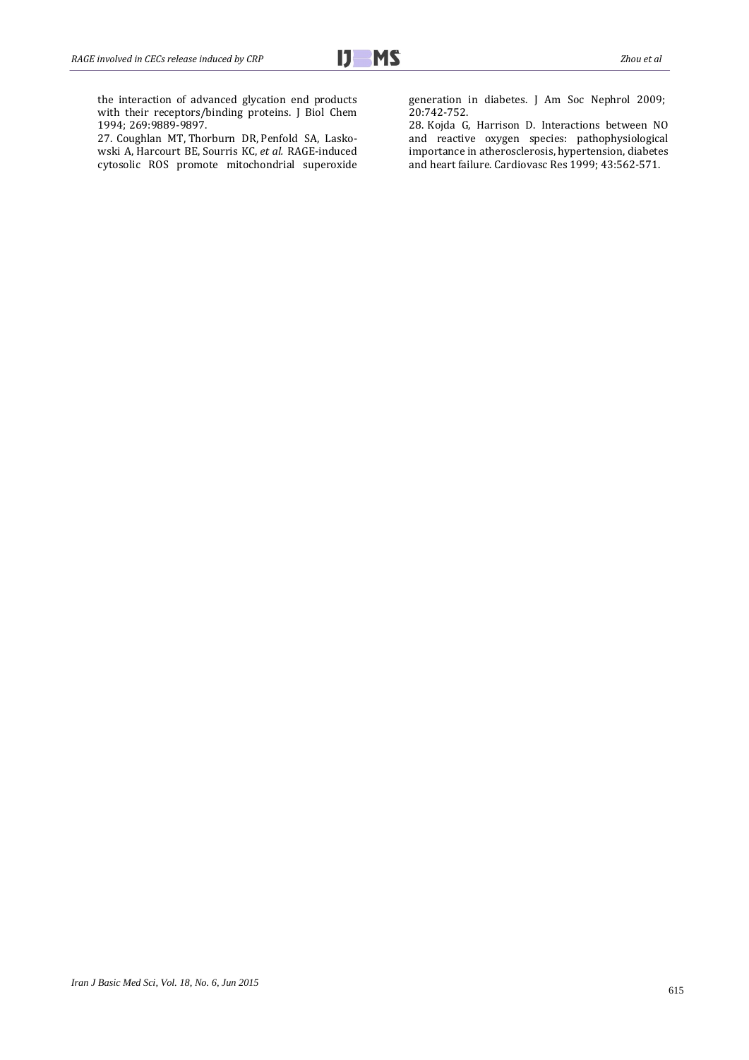the interaction of advanced glycation end products with their receptors/binding proteins. J Biol Chem 1994; 269:9889-9897.

27. Coughlan MT, Thorburn DR, Penfold SA, Laskowski A, Harcourt BE, Sourris KC, *et al.* RAGE-induced cytosolic ROS promote mitochondrial superoxide generation in diabetes. J Am Soc Nephrol 2009; 20:742-752.

28. Kojda G, Harrison D. Interactions between NO and reactive oxygen species: pathophysiological importance in atherosclerosis, hypertension, diabetes and heart failure. Cardiovasc Res 1999; 43:562-571.